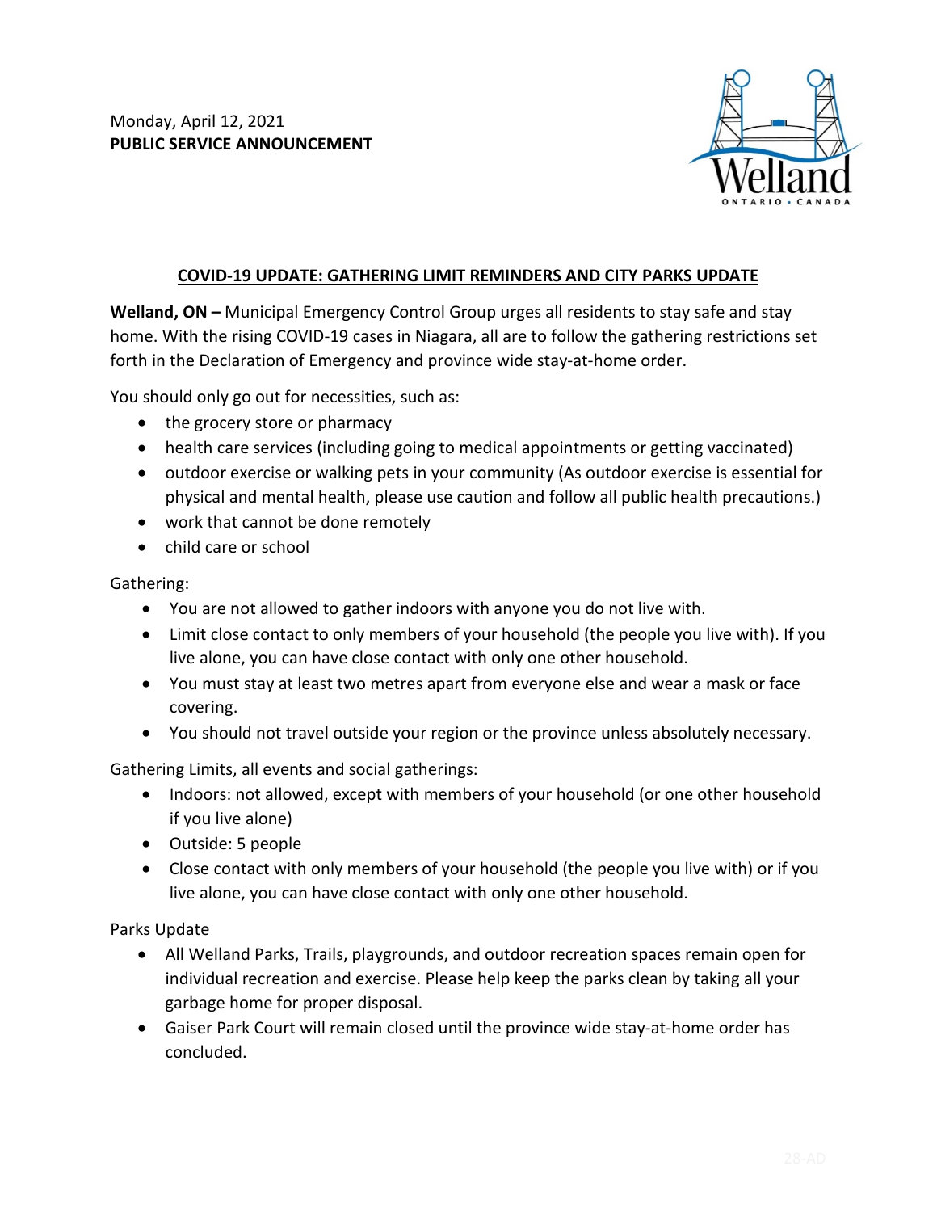Monday, April 12, 2021
**PUBLIC SERVICE ANNOUNCEMENT**

## COVID-19 UPDATE: GATHERING LIMIT REMINDERS AND CITY PARKS UPDATE

**Welland, ON –** Municipal Emergency Control Group urges all residents to stay safe and stay home. With the rising COVID-19 cases in Niagara, all are to follow the gathering restrictions set forth in the Declaration of Emergency and province wide stay-at-home order.

You should only go out for necessities, such as:

- the grocery store or pharmacy
- health care services (including going to medical appointments or getting vaccinated)
- outdoor exercise or walking pets in your community (As outdoor exercise is essential for physical and mental health, please use caution and follow all public health precautions.)
- work that cannot be done remotely
- child care or school

Gathering:

- You are not allowed to gather indoors with anyone you do not live with.
- Limit close contact to only members of your household (the people you live with). If you live alone, you can have close contact with only one other household.
- You must stay at least two metres apart from everyone else and wear a mask or face covering.
- You should not travel outside your region or the province unless absolutely necessary.

Gathering Limits, all events and social gatherings:

- Indoors: not allowed, except with members of your household (or one other household if you live alone)
- Outside: 5 people
- Close contact with only members of your household (the people you live with) or if you live alone, you can have close contact with only one other household.

Parks Update

- All Welland Parks, Trails, playgrounds, and outdoor recreation spaces remain open for individual recreation and exercise. Please help keep the parks clean by taking all your garbage home for proper disposal.
- Gaiser Park Court will remain closed until the province wide stay-at-home order has concluded.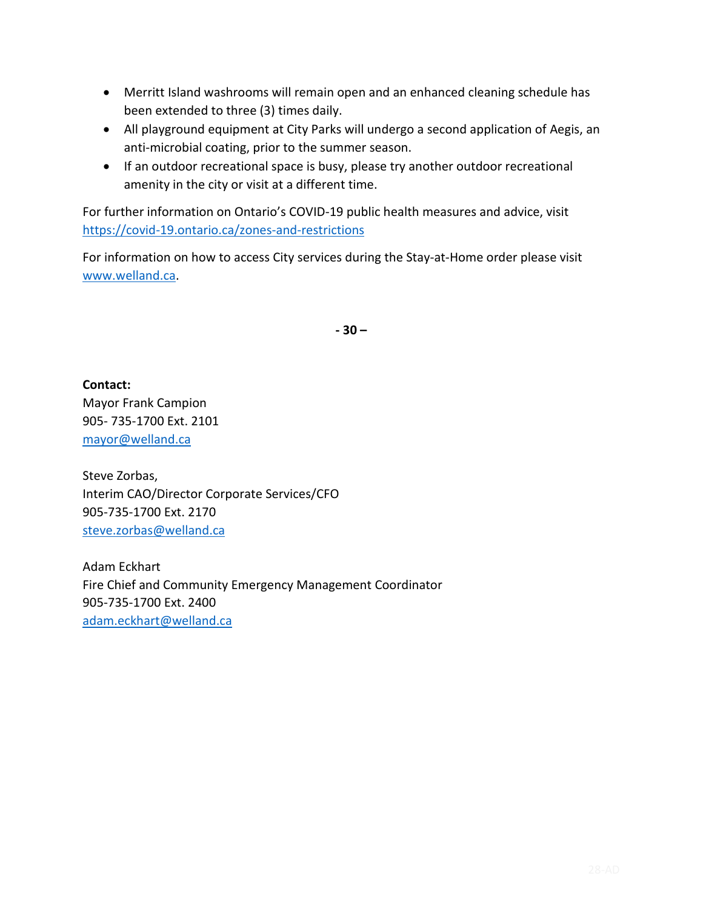- Merritt Island washrooms will remain open and an enhanced cleaning schedule has been extended to three (3) times daily.
- All playground equipment at City Parks will undergo a second application of Aegis, an anti-microbial coating, prior to the summer season.
- If an outdoor recreational space is busy, please try another outdoor recreational amenity in the city or visit at a different time.

For further information on Ontario's COVID-19 public health measures and advice, visit https://covid-19.ontario.ca/zones-and-restrictions

For information on how to access City services during the Stay-at-Home order please visit www.welland.ca.

**- 30 –**

**Contact:**
Mayor Frank Campion
905- 735-1700 Ext. 2101
mayor@welland.ca

Steve Zorbas,
Interim CAO/Director Corporate Services/CFO
905-735-1700 Ext. 2170
steve.zorbas@welland.ca

Adam Eckhart
Fire Chief and Community Emergency Management Coordinator
905-735-1700 Ext. 2400
adam.eckhart@welland.ca